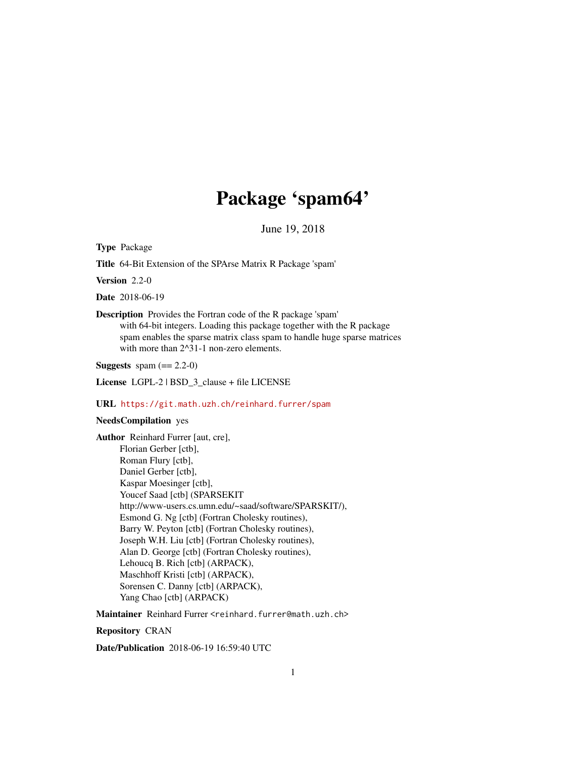# Package 'spam64'

June 19, 2018

**Type** Package

**Title** 64-Bit Extension of the SPArse Matrix R Package 'spam'

**Version** 2.2-0

**Date** 2018-06-19

**Description** Provides the Fortran code of the R package 'spam' with 64-bit integers. Loading this package together with the R package spam enables the sparse matrix class spam to handle huge sparse matrices with more than 2^31-1 non-zero elements.

**Suggests** spam (== 2.2-0)

**License** LGPL-2 | BSD_3_clause + file LICENSE

**URL** https://git.math.uzh.ch/reinhard.furrer/spam

**NeedsCompilation** yes

**Author** Reinhard Furrer [aut, cre],
Florian Gerber [ctb],
Roman Flury [ctb],
Daniel Gerber [ctb],
Kaspar Moesinger [ctb],
Youcef Saad [ctb] (SPARSEKIT
http://www-users.cs.umn.edu/~saad/software/SPARSKIT/),
Esmond G. Ng [ctb] (Fortran Cholesky routines),
Barry W. Peyton [ctb] (Fortran Cholesky routines),
Joseph W.H. Liu [ctb] (Fortran Cholesky routines),
Alan D. George [ctb] (Fortran Cholesky routines),
Lehoucq B. Rich [ctb] (ARPACK),
Maschhoff Kristi [ctb] (ARPACK),
Sorensen C. Danny [ctb] (ARPACK),
Yang Chao [ctb] (ARPACK)

**Maintainer** Reinhard Furrer <reinhard.furrer@math.uzh.ch>

**Repository** CRAN

**Date/Publication** 2018-06-19 16:59:40 UTC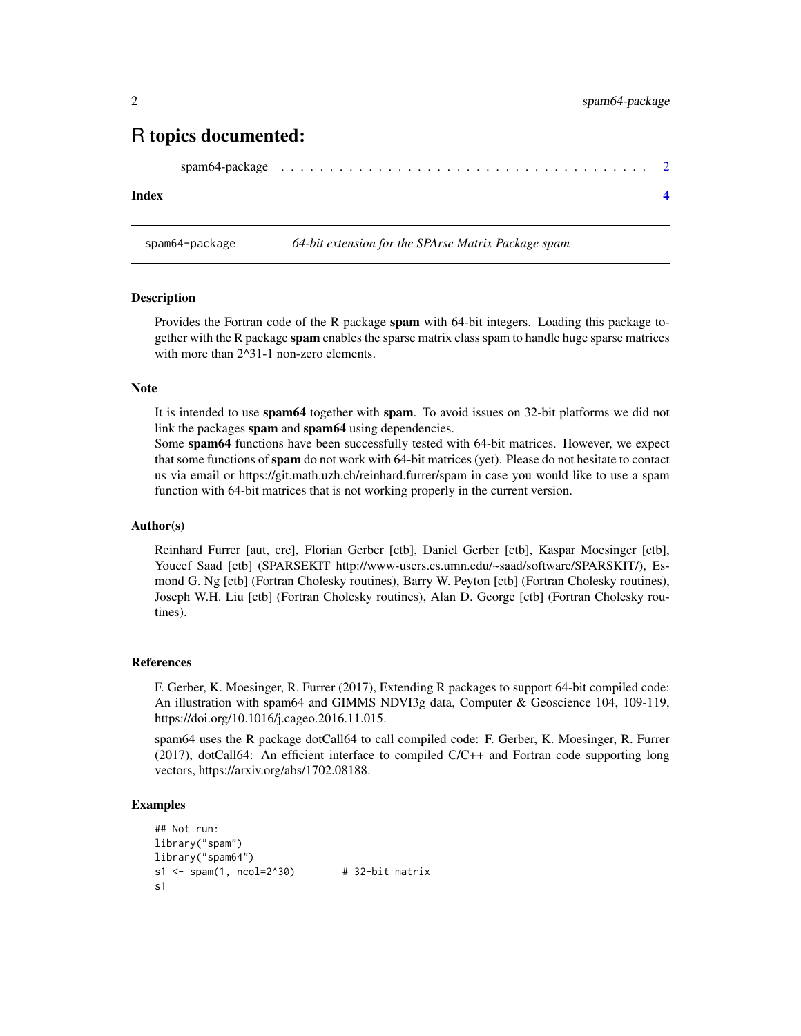# R topics documented:

spam64-package . . . . . . . . . . . . . . . . . . . . . . . . . . . . . . . . . . . . 2

**Index** **4**

---

spam64-package *64-bit extension for the SPArse Matrix Package spam*

---

### Description

Provides the Fortran code of the R package **spam** with 64-bit integers. Loading this package together with the R package **spam** enables the sparse matrix class spam to handle huge sparse matrices with more than 2^31-1 non-zero elements.

### Note

It is intended to use **spam64** together with **spam**. To avoid issues on 32-bit platforms we did not link the packages **spam** and **spam64** using dependencies.
Some **spam64** functions have been successfully tested with 64-bit matrices. However, we expect that some functions of **spam** do not work with 64-bit matrices (yet). Please do not hesitate to contact us via email or https://git.math.uzh.ch/reinhard.furrer/spam in case you would like to use a spam function with 64-bit matrices that is not working properly in the current version.

### Author(s)

Reinhard Furrer [aut, cre], Florian Gerber [ctb], Daniel Gerber [ctb], Kaspar Moesinger [ctb], Youcef Saad [ctb] (SPARSEKIT http://www-users.cs.umn.edu/~saad/software/SPARSKIT/), Esmond G. Ng [ctb] (Fortran Cholesky routines), Barry W. Peyton [ctb] (Fortran Cholesky routines), Joseph W.H. Liu [ctb] (Fortran Cholesky routines), Alan D. George [ctb] (Fortran Cholesky routines).

### References

F. Gerber, K. Moesinger, R. Furrer (2017), Extending R packages to support 64-bit compiled code: An illustration with spam64 and GIMMS NDVI3g data, Computer & Geoscience 104, 109-119, https://doi.org/10.1016/j.cageo.2016.11.015.

spam64 uses the R package dotCall64 to call compiled code: F. Gerber, K. Moesinger, R. Furrer (2017), dotCall64: An efficient interface to compiled C/C++ and Fortran code supporting long vectors, https://arxiv.org/abs/1702.08188.

### Examples

```
## Not run:
library("spam")
library("spam64")
s1 <- spam(1, ncol=2^30)        # 32-bit matrix
s1
```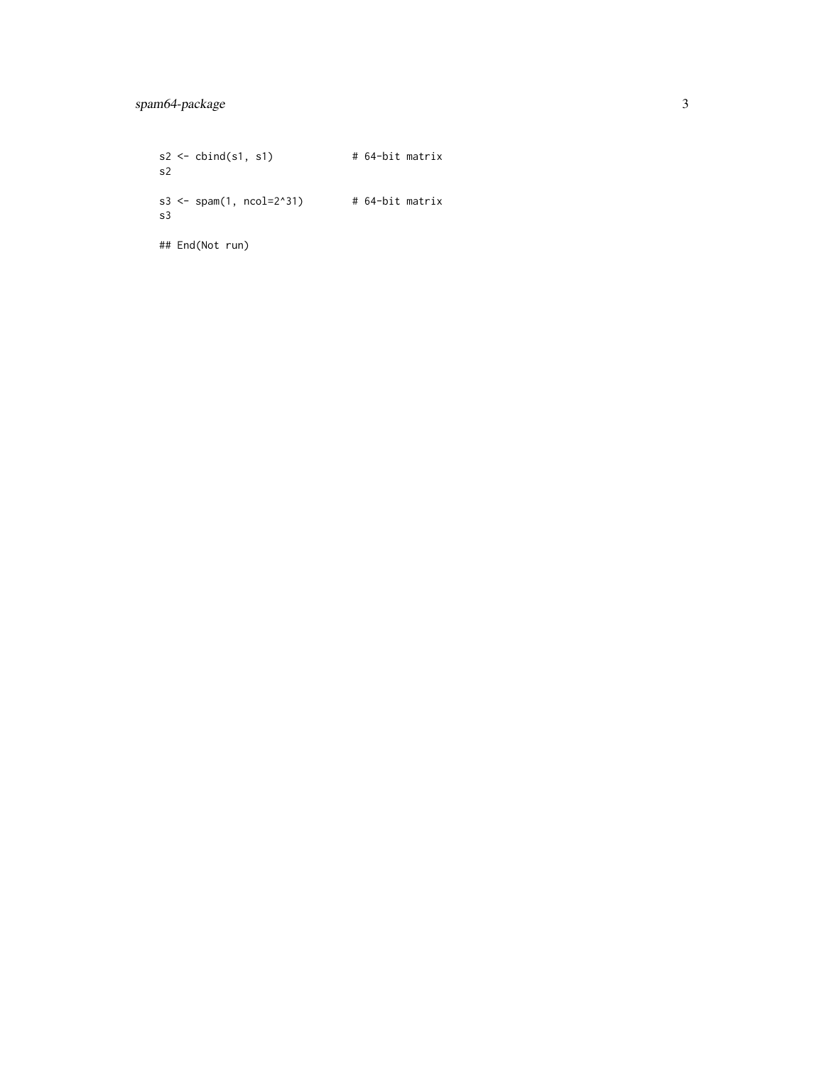```
s2 <- cbind(s1, s1)             # 64-bit matrix
s2

s3 <- spam(1, ncol=2^31)        # 64-bit matrix
s3

## End(Not run)
```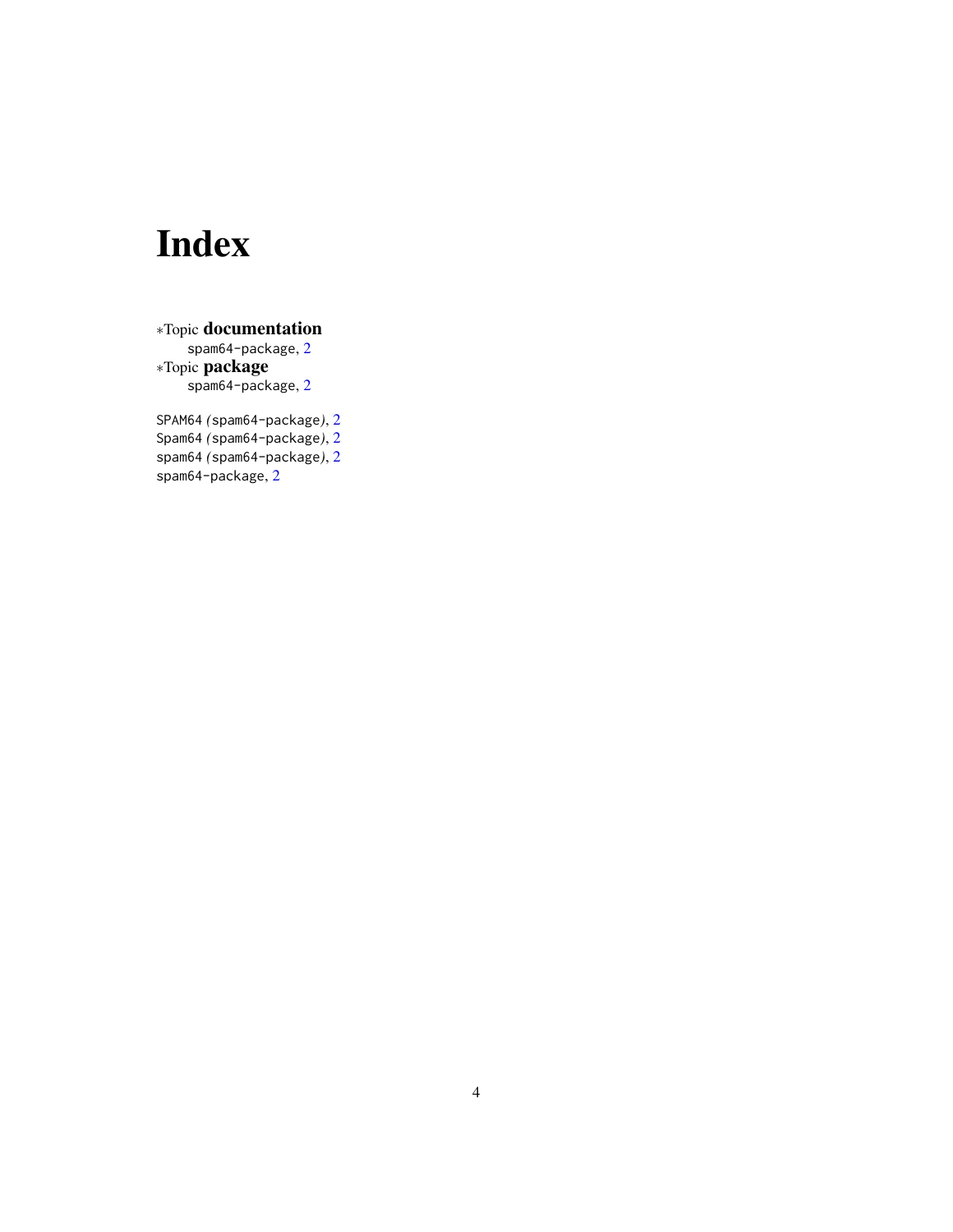# Index

∗Topic **documentation**
    spam64-package, 2
∗Topic **package**
    spam64-package, 2

SPAM64 *(*spam64-package*)*, 2
Spam64 *(*spam64-package*)*, 2
spam64 *(*spam64-package*)*, 2
spam64-package, 2